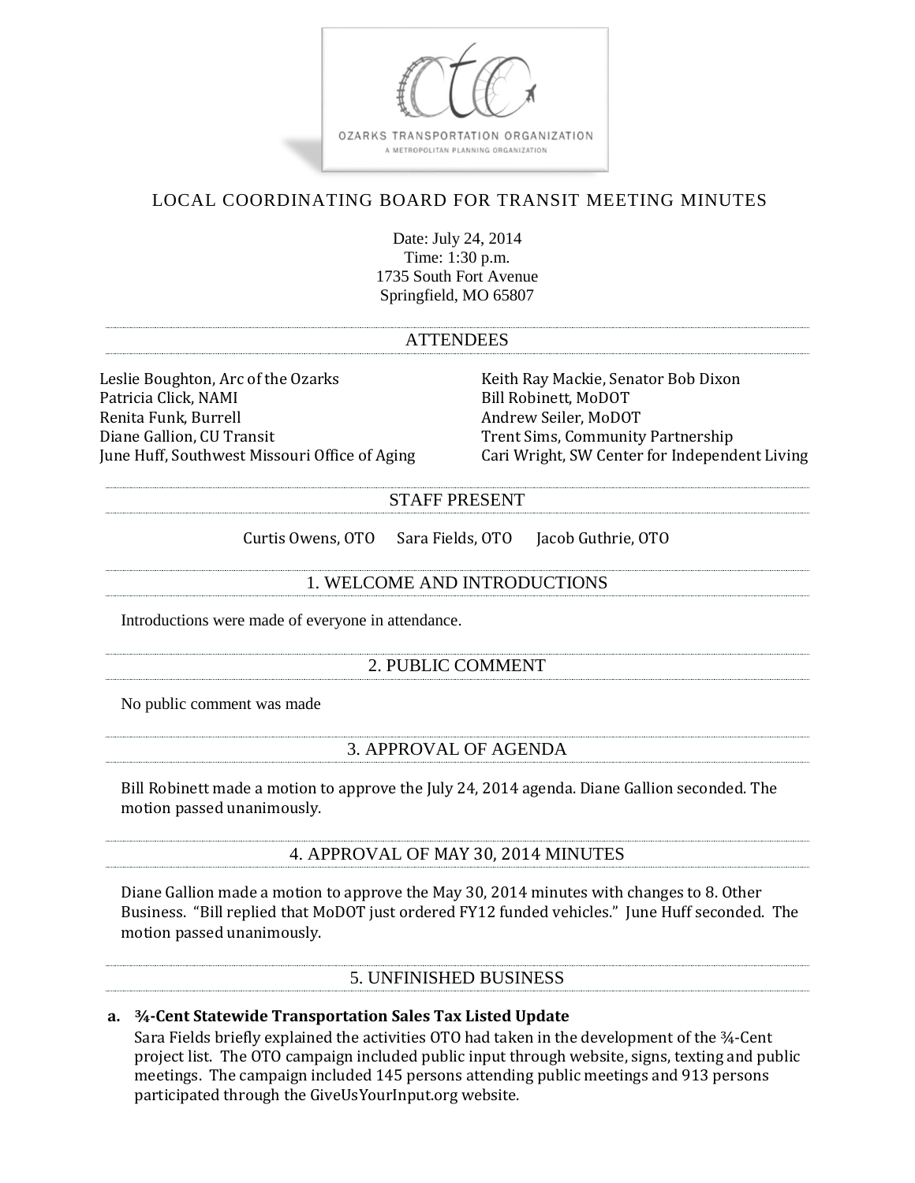OZARKS TRANSPORTATION ORGANIZATION

A METROPOLITAN PLANNING ORGANIZATION

# LOCAL COORDINATING BOARD FOR TRANSIT MEETING MINUTES

Date: July 24, 2014
Time: 1:30 p.m.
1735 South Fort Avenue
Springfield, MO 65807

## ATTENDEES

Leslie Boughton, Arc of the Ozarks
Patricia Click, NAMI
Renita Funk, Burrell
Diane Gallion, CU Transit
June Huff, Southwest Missouri Office of Aging
Keith Ray Mackie, Senator Bob Dixon
Bill Robinett, MoDOT
Andrew Seiler, MoDOT
Trent Sims, Community Partnership
Cari Wright, SW Center for Independent Living

## STAFF PRESENT

Curtis Owens, OTO Sara Fields, OTO Jacob Guthrie, OTO

## 1. WELCOME AND INTRODUCTIONS

Introductions were made of everyone in attendance.

## 2. PUBLIC COMMENT

No public comment was made

## 3. APPROVAL OF AGENDA

Bill Robinett made a motion to approve the July 24, 2014 agenda. Diane Gallion seconded. The motion passed unanimously.

## 4. APPROVAL OF MAY 30, 2014 MINUTES

Diane Gallion made a motion to approve the May 30, 2014 minutes with changes to 8. Other Business. "Bill replied that MoDOT just ordered FY12 funded vehicles." June Huff seconded. The motion passed unanimously.

## 5. UNFINISHED BUSINESS

**a. ¾-Cent Statewide Transportation Sales Tax Listed Update**

Sara Fields briefly explained the activities OTO had taken in the development of the ¾-Cent project list. The OTO campaign included public input through website, signs, texting and public meetings. The campaign included 145 persons attending public meetings and 913 persons participated through the GiveUsYourInput.org website.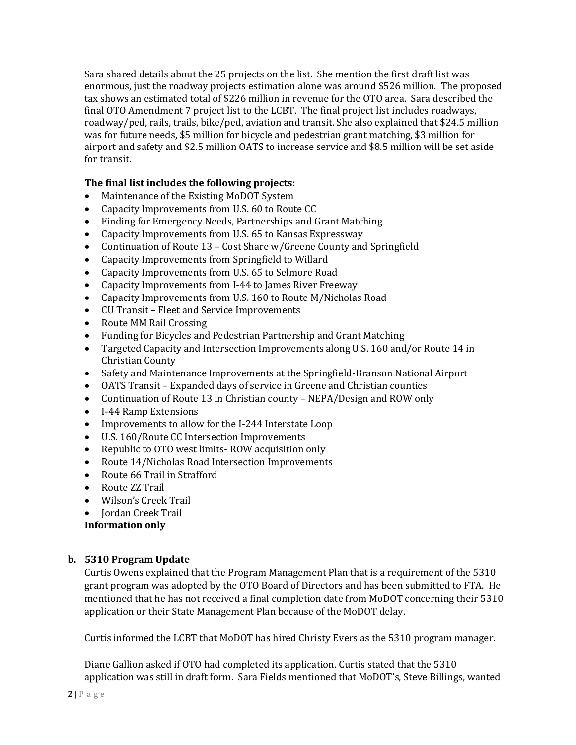Sara shared details about the 25 projects on the list. She mention the first draft list was enormous, just the roadway projects estimation alone was around $526 million. The proposed tax shows an estimated total of $226 million in revenue for the OTO area. Sara described the final OTO Amendment 7 project list to the LCBT. The final project list includes roadways, roadway/ped, rails, trails, bike/ped, aviation and transit. She also explained that $24.5 million was for future needs, $5 million for bicycle and pedestrian grant matching, $3 million for airport and safety and $2.5 million OATS to increase service and $8.5 million will be set aside for transit.

**The final list includes the following projects:**

- Maintenance of the Existing MoDOT System
- Capacity Improvements from U.S. 60 to Route CC
- Finding for Emergency Needs, Partnerships and Grant Matching
- Capacity Improvements from U.S. 65 to Kansas Expressway
- Continuation of Route 13 – Cost Share w/Greene County and Springfield
- Capacity Improvements from Springfield to Willard
- Capacity Improvements from U.S. 65 to Selmore Road
- Capacity Improvements from I-44 to James River Freeway
- Capacity Improvements from U.S. 160 to Route M/Nicholas Road
- CU Transit – Fleet and Service Improvements
- Route MM Rail Crossing
- Funding for Bicycles and Pedestrian Partnership and Grant Matching
- Targeted Capacity and Intersection Improvements along U.S. 160 and/or Route 14 in Christian County
- Safety and Maintenance Improvements at the Springfield-Branson National Airport
- OATS Transit – Expanded days of service in Greene and Christian counties
- Continuation of Route 13 in Christian county – NEPA/Design and ROW only
- I-44 Ramp Extensions
- Improvements to allow for the I-244 Interstate Loop
- U.S. 160/Route CC Intersection Improvements
- Republic to OTO west limits- ROW acquisition only
- Route 14/Nicholas Road Intersection Improvements
- Route 66 Trail in Strafford
- Route ZZ Trail
- Wilson's Creek Trail
- Jordan Creek Trail

**Information only**

**b. 5310 Program Update**

Curtis Owens explained that the Program Management Plan that is a requirement of the 5310 grant program was adopted by the OTO Board of Directors and has been submitted to FTA. He mentioned that he has not received a final completion date from MoDOT concerning their 5310 application or their State Management Plan because of the MoDOT delay.

Curtis informed the LCBT that MoDOT has hired Christy Evers as the 5310 program manager.

Diane Gallion asked if OTO had completed its application. Curtis stated that the 5310 application was still in draft form. Sara Fields mentioned that MoDOT's, Steve Billings, wanted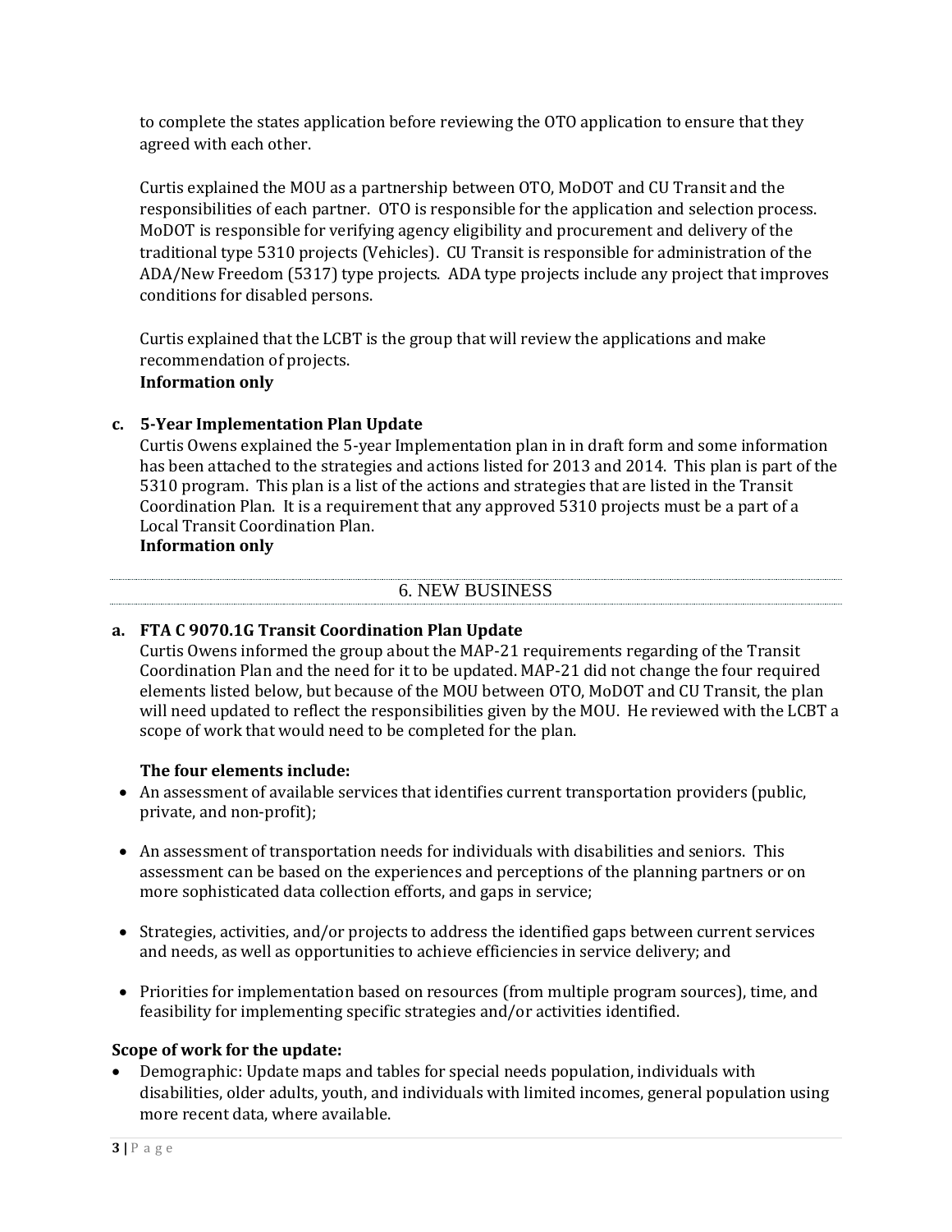to complete the states application before reviewing the OTO application to ensure that they agreed with each other.

Curtis explained the MOU as a partnership between OTO, MoDOT and CU Transit and the responsibilities of each partner. OTO is responsible for the application and selection process. MoDOT is responsible for verifying agency eligibility and procurement and delivery of the traditional type 5310 projects (Vehicles). CU Transit is responsible for administration of the ADA/New Freedom (5317) type projects. ADA type projects include any project that improves conditions for disabled persons.

Curtis explained that the LCBT is the group that will review the applications and make recommendation of projects.
**Information only**

**c. 5-Year Implementation Plan Update**

Curtis Owens explained the 5-year Implementation plan in in draft form and some information has been attached to the strategies and actions listed for 2013 and 2014. This plan is part of the 5310 program. This plan is a list of the actions and strategies that are listed in the Transit Coordination Plan. It is a requirement that any approved 5310 projects must be a part of a Local Transit Coordination Plan.
**Information only**

## 6. NEW BUSINESS

**a. FTA C 9070.1G Transit Coordination Plan Update**

Curtis Owens informed the group about the MAP-21 requirements regarding of the Transit Coordination Plan and the need for it to be updated. MAP-21 did not change the four required elements listed below, but because of the MOU between OTO, MoDOT and CU Transit, the plan will need updated to reflect the responsibilities given by the MOU. He reviewed with the LCBT a scope of work that would need to be completed for the plan.

**The four elements include:**

- An assessment of available services that identifies current transportation providers (public, private, and non-profit);
- An assessment of transportation needs for individuals with disabilities and seniors. This assessment can be based on the experiences and perceptions of the planning partners or on more sophisticated data collection efforts, and gaps in service;
- Strategies, activities, and/or projects to address the identified gaps between current services and needs, as well as opportunities to achieve efficiencies in service delivery; and
- Priorities for implementation based on resources (from multiple program sources), time, and feasibility for implementing specific strategies and/or activities identified.

**Scope of work for the update:**

- Demographic: Update maps and tables for special needs population, individuals with disabilities, older adults, youth, and individuals with limited incomes, general population using more recent data, where available.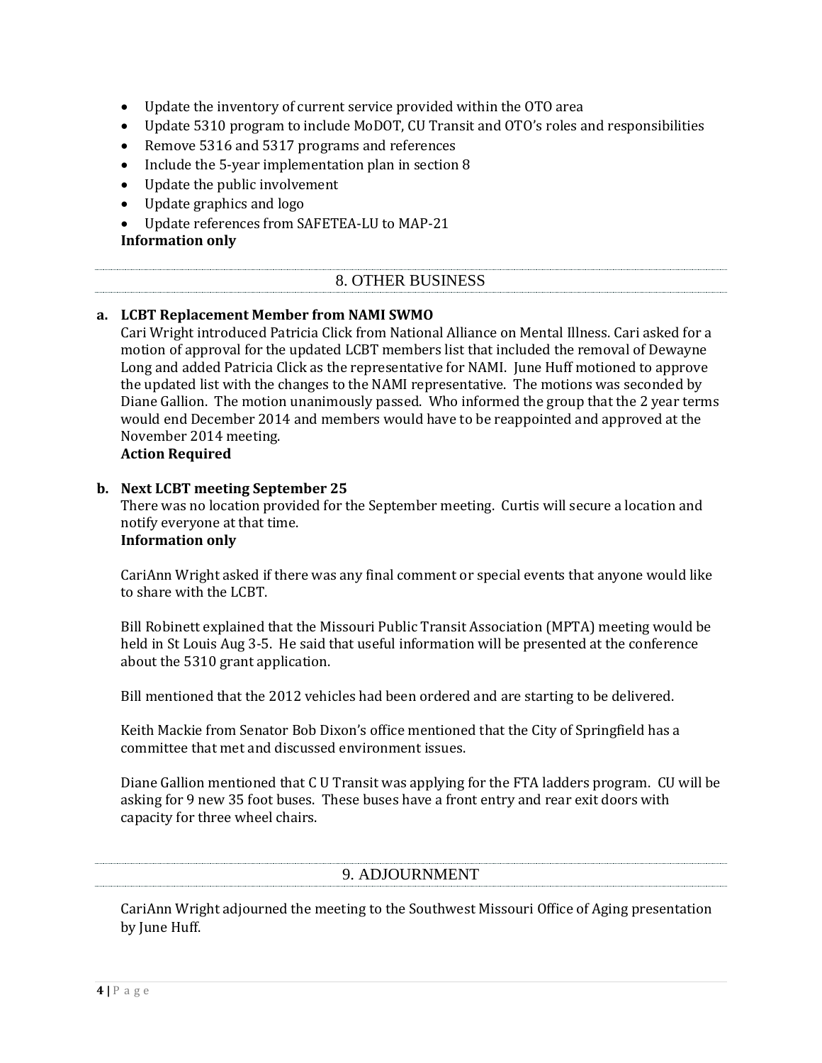- Update the inventory of current service provided within the OTO area
- Update 5310 program to include MoDOT, CU Transit and OTO's roles and responsibilities
- Remove 5316 and 5317 programs and references
- Include the 5-year implementation plan in section 8
- Update the public involvement
- Update graphics and logo
- Update references from SAFETEA-LU to MAP-21

**Information only**

## 8. OTHER BUSINESS

**a. LCBT Replacement Member from NAMI SWMO**

Cari Wright introduced Patricia Click from National Alliance on Mental Illness. Cari asked for a motion of approval for the updated LCBT members list that included the removal of Dewayne Long and added Patricia Click as the representative for NAMI. June Huff motioned to approve the updated list with the changes to the NAMI representative. The motions was seconded by Diane Gallion. The motion unanimously passed. Who informed the group that the 2 year terms would end December 2014 and members would have to be reappointed and approved at the November 2014 meeting.

**Action Required**

**b. Next LCBT meeting September 25**

There was no location provided for the September meeting. Curtis will secure a location and notify everyone at that time.

**Information only**

CariAnn Wright asked if there was any final comment or special events that anyone would like to share with the LCBT.

Bill Robinett explained that the Missouri Public Transit Association (MPTA) meeting would be held in St Louis Aug 3-5. He said that useful information will be presented at the conference about the 5310 grant application.

Bill mentioned that the 2012 vehicles had been ordered and are starting to be delivered.

Keith Mackie from Senator Bob Dixon's office mentioned that the City of Springfield has a committee that met and discussed environment issues.

Diane Gallion mentioned that C U Transit was applying for the FTA ladders program. CU will be asking for 9 new 35 foot buses. These buses have a front entry and rear exit doors with capacity for three wheel chairs.

## 9. ADJOURNMENT

CariAnn Wright adjourned the meeting to the Southwest Missouri Office of Aging presentation by June Huff.